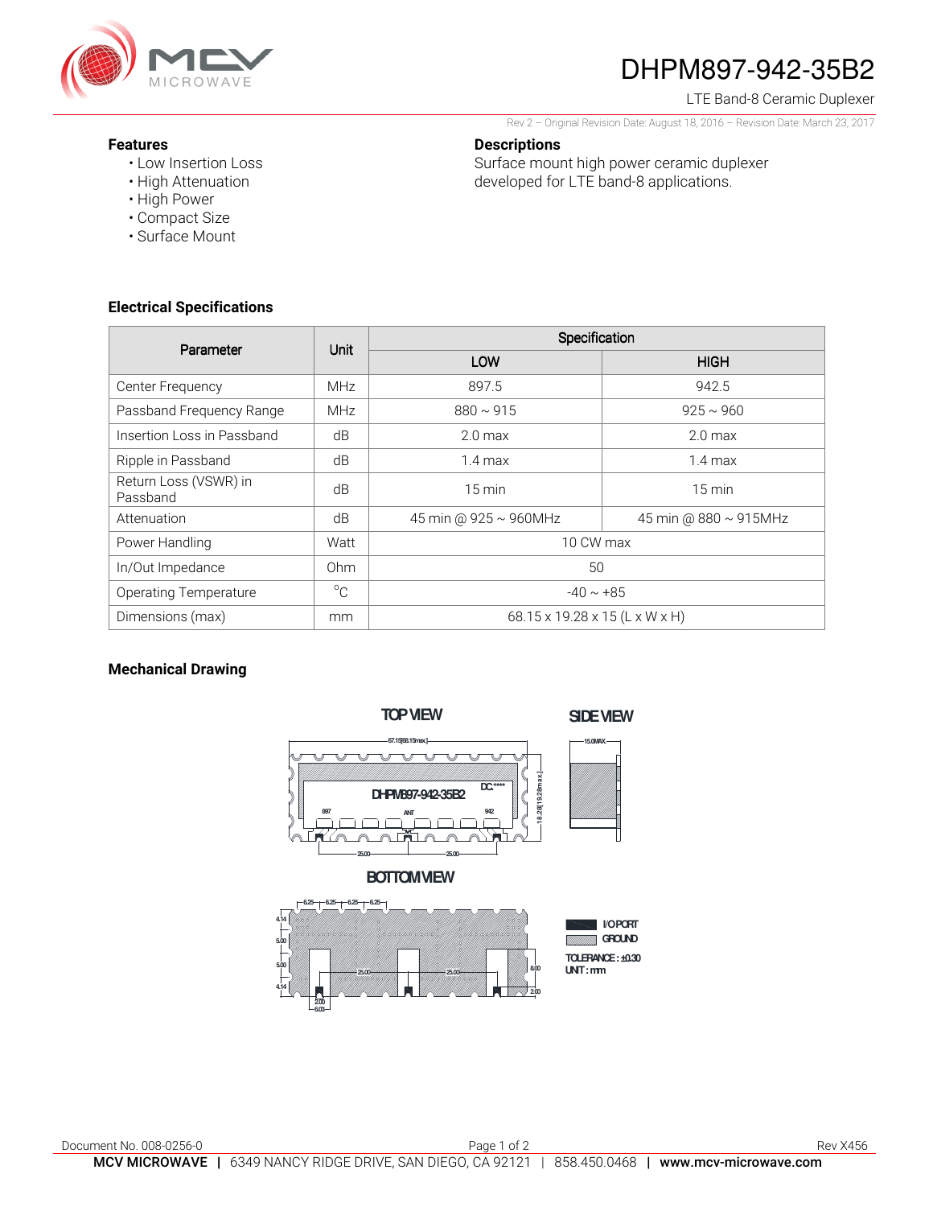# DHPM897-942-35B2

LTE Band-8 Ceramic Duplexer

Rev 2 – Original Revision Date: August 18, 2016 – Revision Date: March 23, 2017

## Features

- Low Insertion Loss
- High Attenuation
- High Power
- Compact Size
- Surface Mount

## Descriptions

Surface mount high power ceramic duplexer developed for LTE band-8 applications.

## Electrical Specifications

| Parameter | Unit | Specification | |
|---|---|---|---|
| | | LOW | HIGH |
| Center Frequency | MHz | 897.5 | 942.5 |
| Passband Frequency Range | MHz | 880 ~ 915 | 925 ~ 960 |
| Insertion Loss in Passband | dB | 2.0 max | 2.0 max |
| Ripple in Passband | dB | 1.4 max | 1.4 max |
| Return Loss (VSWR) in Passband | dB | 15 min | 15 min |
| Attenuation | dB | 45 min @ 925 ~ 960MHz | 45 min @ 880 ~ 915MHz |
| Power Handling | Watt | 10 CW max | |
| In/Out Impedance | Ohm | 50 | |
| Operating Temperature | °C | -40 ~ +85 | |
| Dimensions (max) | mm | 68.15 x 19.28 x 15 (L x W x H) | |

## Mechanical Drawing

TOP VIEW

SIDE VIEW

BOTTOM VIEW

I/O PORT

GROUND

TOLERANCE : ±0.30

UNIT : mm

Document No. 008-0256-0

Rev X456

MCV MICROWAVE | 6349 NANCY RIDGE DRIVE, SAN DIEGO, CA 92121 | 858.450.0468 | www.mcv-microwave.com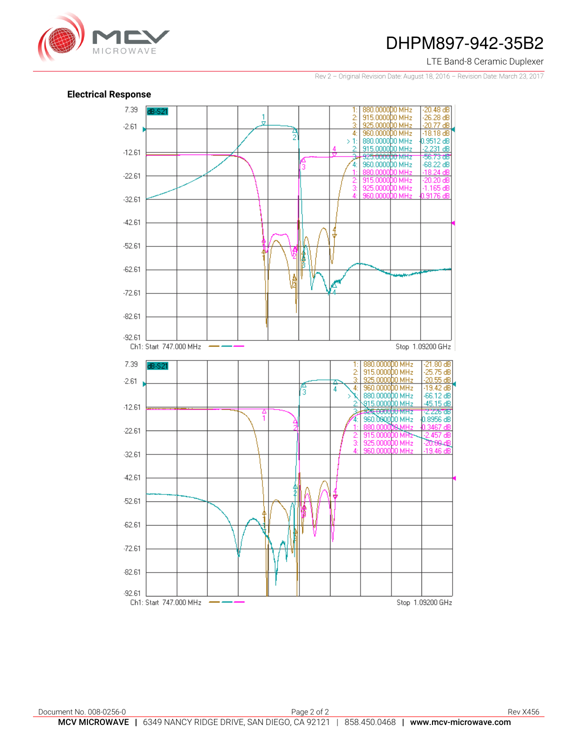## Electrical Response

7.39
-2.61
-12.61
-22.61
-32.61
-42.61
-52.61
-62.61
-72.61
-82.61
-92.61

dB-S21

1: 880.000000 MHz -20.48 dB
2: 915.000000 MHz -26.28 dB
3: 925.000000 MHz -20.77 dB
4: 960.000000 MHz -18.18 dB
> 1: 880.000000 MHz -0.9512 dB
2: 915.000000 MHz -2.231 dB
3: 925.000000 MHz -56.73 dB
4: 960.000000 MHz -68.22 dB
1: 880.000000 MHz -18.24 dB
2: 915.000000 MHz -20.20 dB
3: 925.000000 MHz -1.165 dB
4: 960.000000 MHz -0.9176 dB

Ch1: Start 747.000 MHz
Stop 1.09200 GHz

7.39
-2.61
-12.61
-22.61
-32.61
-42.61
-52.61
-62.61
-72.61
-82.61
-92.61

dB-S21

1: 880.000000 MHz -21.80 dB
2: 915.000000 MHz -25.75 dB
3: 925.000000 MHz -20.55 dB
4: 960.000000 MHz -19.42 dB
> 1: 880.000000 MHz -66.12 dB
2: 915.000000 MHz -45.15 dB
3: 925.000000 MHz -2.226 dB
4: 960.000000 MHz -0.8956 dB
1: 880.000000 MHz -0.3467 dB
2: 915.000000 MHz -2.457 dB
3: 925.000000 MHz -20.09 dB
4: 960.000000 MHz -19.46 dB

Ch1: Start 747.000 MHz
Stop 1.09200 GHz